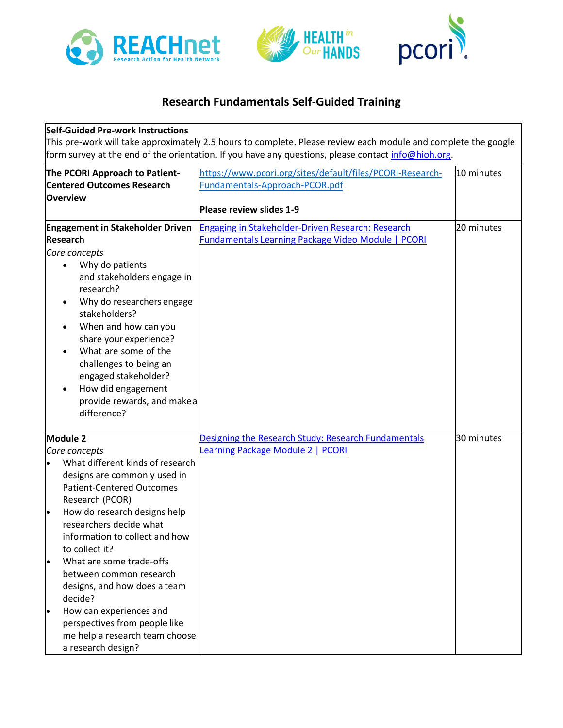# Research Fundamentals Self-Guided Training

| **Self-Guided Pre-work Instructions**<br>This pre-work will take approximately 2.5 hours to complete. Please review each module and complete the google form survey at the end of the orientation. If you have any questions, please contact info@hioh.org. | | |
|---|---|---|
| **The PCORI Approach to Patient-Centered Outcomes Research Overview** | https://www.pcori.org/sites/default/files/PCORI-Research-Fundamentals-Approach-PCOR.pdf<br><br>**Please review slides 1-9** | 10 minutes |
| **Engagement in Stakeholder Driven Research**<br>*Core concepts*<br>• Why do patients and stakeholders engage in research?<br>• Why do researchers engage stakeholders?<br>• When and how can you share your experience?<br>• What are some of the challenges to being an engaged stakeholder?<br>• How did engagement provide rewards, and make a difference? | Engaging in Stakeholder-Driven Research: Research Fundamentals Learning Package Video Module \| PCORI | 20 minutes |
| **Module 2**<br>*Core concepts*<br>• What different kinds of research designs are commonly used in Patient-Centered Outcomes Research (PCOR)<br>• How do research designs help researchers decide what information to collect and how to collect it?<br>• What are some trade-offs between common research designs, and how does a team decide?<br>• How can experiences and perspectives from people like me help a research team choose a research design? | Designing the Research Study: Research Fundamentals Learning Package Module 2 \| PCORI | 30 minutes |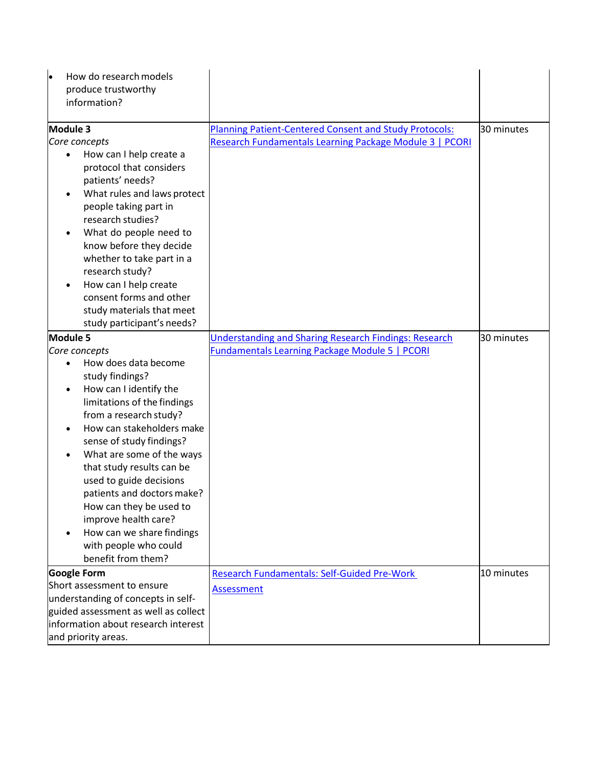| | | |
|---|---|---|
| • How do research models produce trustworthy information? | | |
| **Module 3**<br>*Core concepts*<br>• How can I help create a protocol that considers patients' needs?<br>• What rules and laws protect people taking part in research studies?<br>• What do people need to know before they decide whether to take part in a research study?<br>• How can I help create consent forms and other study materials that meet study participant's needs? | Planning Patient-Centered Consent and Study Protocols: Research Fundamentals Learning Package Module 3 \| PCORI | 30 minutes |
| **Module 5**<br>*Core concepts*<br>• How does data become study findings?<br>• How can I identify the limitations of the findings from a research study?<br>• How can stakeholders make sense of study findings?<br>• What are some of the ways that study results can be used to guide decisions patients and doctors make? How can they be used to improve health care?<br>• How can we share findings with people who could benefit from them? | Understanding and Sharing Research Findings: Research Fundamentals Learning Package Module 5 \| PCORI | 30 minutes |
| **Google Form**<br>Short assessment to ensure understanding of concepts in self-guided assessment as well as collect information about research interest and priority areas. | Research Fundamentals: Self-Guided Pre-Work Assessment | 10 minutes |